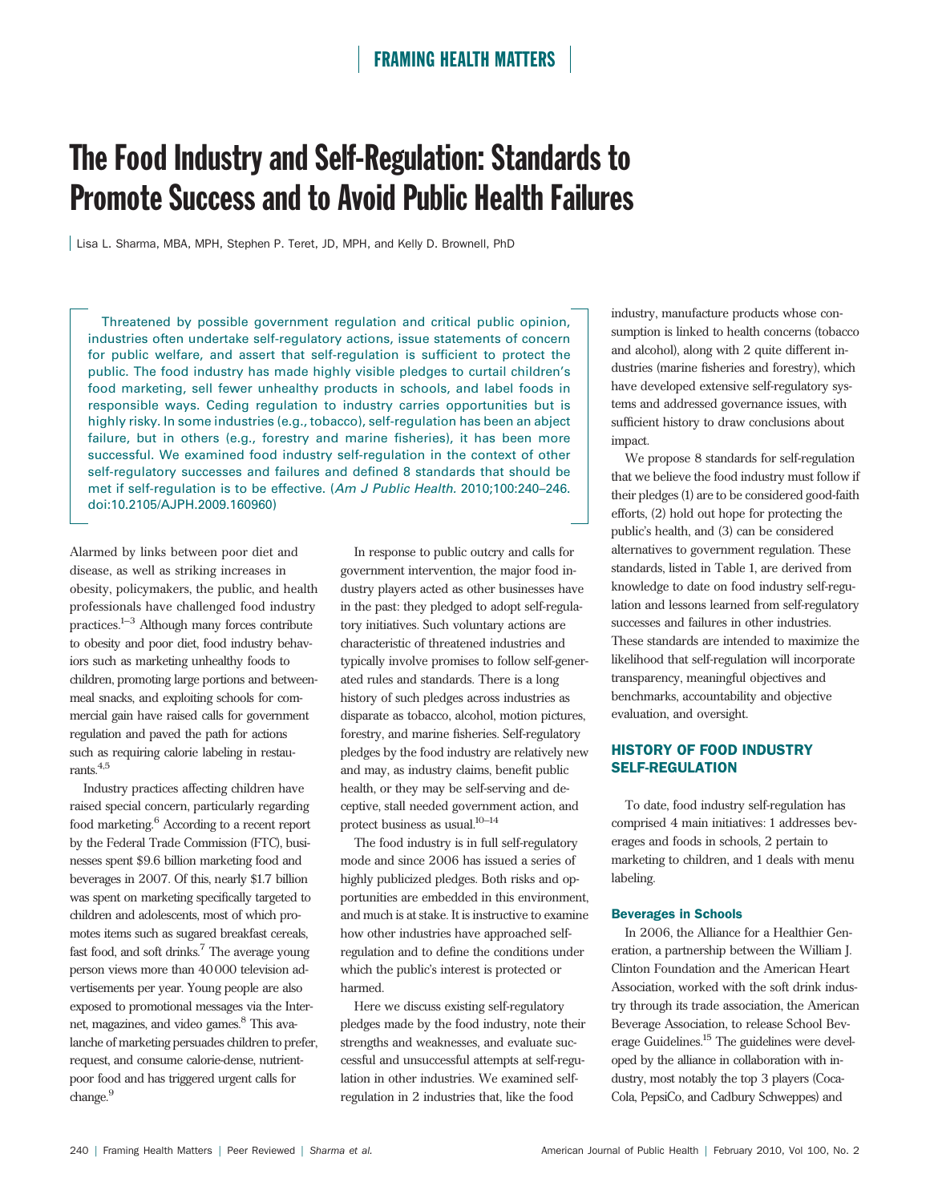FRAMING HEALTH MATTERS

# The Food Industry and Self-Regulation: Standards to Promote Success and to Avoid Public Health Failures

Lisa L. Sharma, MBA, MPH, Stephen P. Teret, JD, MPH, and Kelly D. Brownell, PhD

Threatened by possible government regulation and critical public opinion, industries often undertake self-regulatory actions, issue statements of concern for public welfare, and assert that self-regulation is sufficient to protect the public. The food industry has made highly visible pledges to curtail children's food marketing, sell fewer unhealthy products in schools, and label foods in responsible ways. Ceding regulation to industry carries opportunities but is highly risky. In some industries (e.g., tobacco), self-regulation has been an abject failure, but in others (e.g., forestry and marine fisheries), it has been more successful. We examined food industry self-regulation in the context of other self-regulatory successes and failures and defined 8 standards that should be met if self-regulation is to be effective. (*Am J Public Health.* 2010;100:240–246. doi:10.2105/AJPH.2009.160960)

Alarmed by links between poor diet and disease, as well as striking increases in obesity, policymakers, the public, and health professionals have challenged food industry practices.[1–3] Although many forces contribute to obesity and poor diet, food industry behaviors such as marketing unhealthy foods to children, promoting large portions and between-meal snacks, and exploiting schools for commercial gain have raised calls for government regulation and paved the path for actions such as requiring calorie labeling in restaurants.[4,5]

Industry practices affecting children have raised special concern, particularly regarding food marketing.[6] According to a recent report by the Federal Trade Commission (FTC), businesses spent $9.6 billion marketing food and beverages in 2007. Of this, nearly $1.7 billion was spent on marketing specifically targeted to children and adolescents, most of which promotes items such as sugared breakfast cereals, fast food, and soft drinks.[7] The average young person views more than 40000 television advertisements per year. Young people are also exposed to promotional messages via the Internet, magazines, and video games.[8] This avalanche of marketing persuades children to prefer, request, and consume calorie-dense, nutrient-poor food and has triggered urgent calls for change.[9]

In response to public outcry and calls for government intervention, the major food industry players acted as other businesses have in the past: they pledged to adopt self-regulatory initiatives. Such voluntary actions are characteristic of threatened industries and typically involve promises to follow self-generated rules and standards. There is a long history of such pledges across industries as disparate as tobacco, alcohol, motion pictures, forestry, and marine fisheries. Self-regulatory pledges by the food industry are relatively new and may, as industry claims, benefit public health, or they may be self-serving and deceptive, stall needed government action, and protect business as usual.[10–14]

The food industry is in full self-regulatory mode and since 2006 has issued a series of highly publicized pledges. Both risks and opportunities are embedded in this environment, and much is at stake. It is instructive to examine how other industries have approached self-regulation and to define the conditions under which the public's interest is protected or harmed.

Here we discuss existing self-regulatory pledges made by the food industry, note their strengths and weaknesses, and evaluate successful and unsuccessful attempts at self-regulation in other industries. We examined self-regulation in 2 industries that, like the food industry, manufacture products whose consumption is linked to health concerns (tobacco and alcohol), along with 2 quite different industries (marine fisheries and forestry), which have developed extensive self-regulatory systems and addressed governance issues, with sufficient history to draw conclusions about impact.

We propose 8 standards for self-regulation that we believe the food industry must follow if their pledges (1) are to be considered good-faith efforts, (2) hold out hope for protecting the public's health, and (3) can be considered alternatives to government regulation. These standards, listed in Table 1, are derived from knowledge to date on food industry self-regulation and lessons learned from self-regulatory successes and failures in other industries. These standards are intended to maximize the likelihood that self-regulation will incorporate transparency, meaningful objectives and benchmarks, accountability and objective evaluation, and oversight.

## HISTORY OF FOOD INDUSTRY SELF-REGULATION

To date, food industry self-regulation has comprised 4 main initiatives: 1 addresses beverages and foods in schools, 2 pertain to marketing to children, and 1 deals with menu labeling.

### Beverages in Schools

In 2006, the Alliance for a Healthier Generation, a partnership between the William J. Clinton Foundation and the American Heart Association, worked with the soft drink industry through its trade association, the American Beverage Association, to release School Beverage Guidelines.[15] The guidelines were developed by the alliance in collaboration with industry, most notably the top 3 players (Coca-Cola, PepsiCo, and Cadbury Schweppes) and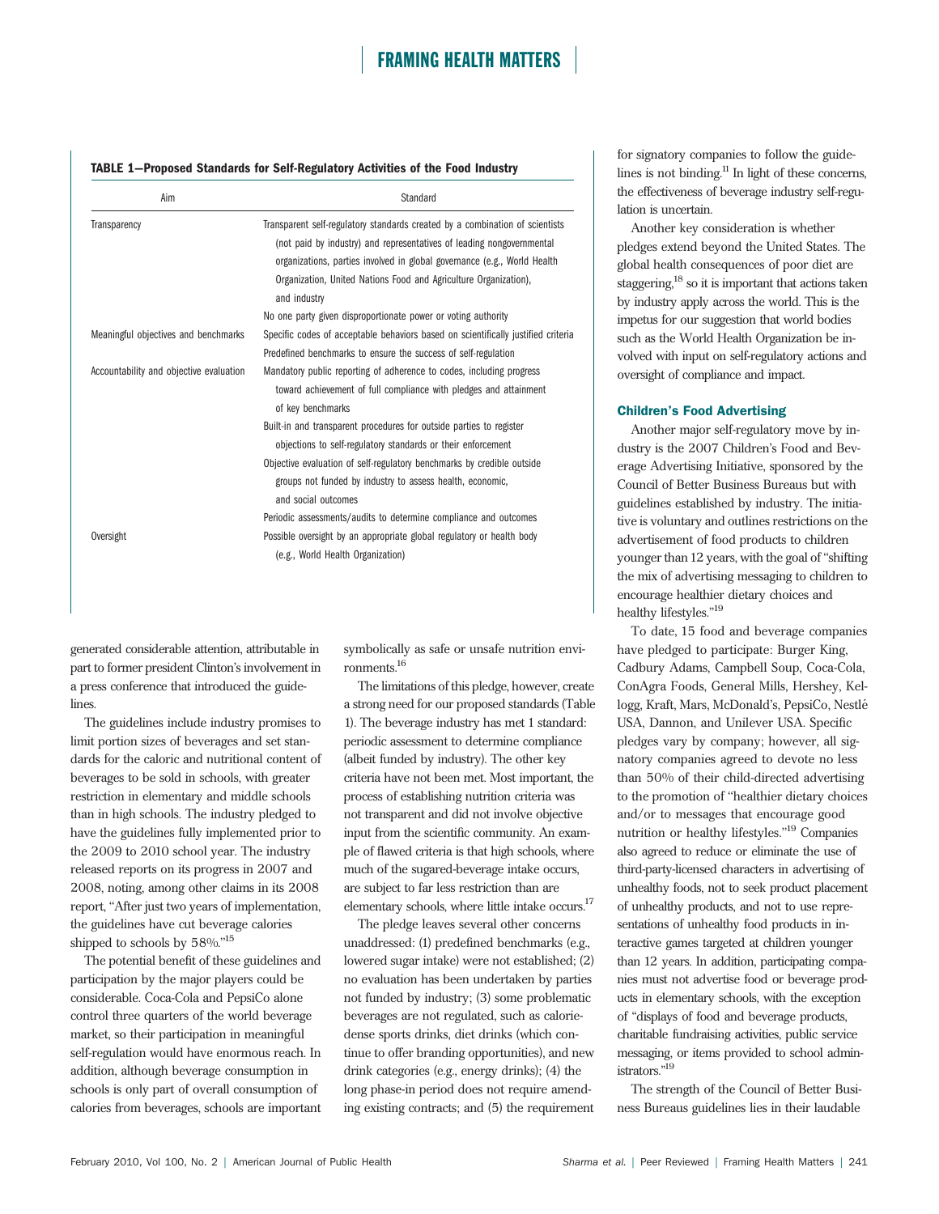**TABLE 1—Proposed Standards for Self-Regulatory Activities of the Food Industry**

| Aim | Standard |
|---|---|
| Transparency | Transparent self-regulatory standards created by a combination of scientists (not paid by industry) and representatives of leading nongovernmental organizations, parties involved in global governance (e.g., World Health Organization, United Nations Food and Agriculture Organization), and industry |
| | No one party given disproportionate power or voting authority |
| Meaningful objectives and benchmarks | Specific codes of acceptable behaviors based on scientifically justified criteria |
| | Predefined benchmarks to ensure the success of self-regulation |
| Accountability and objective evaluation | Mandatory public reporting of adherence to codes, including progress toward achievement of full compliance with pledges and attainment of key benchmarks |
| | Built-in and transparent procedures for outside parties to register objections to self-regulatory standards or their enforcement |
| | Objective evaluation of self-regulatory benchmarks by credible outside groups not funded by industry to assess health, economic, and social outcomes |
| | Periodic assessments/audits to determine compliance and outcomes |
| Oversight | Possible oversight by an appropriate global regulatory or health body (e.g., World Health Organization) |

generated considerable attention, attributable in part to former president Clinton's involvement in a press conference that introduced the guidelines.

The guidelines include industry promises to limit portion sizes of beverages and set standards for the caloric and nutritional content of beverages to be sold in schools, with greater restriction in elementary and middle schools than in high schools. The industry pledged to have the guidelines fully implemented prior to the 2009 to 2010 school year. The industry released reports on its progress in 2007 and 2008, noting, among other claims in its 2008 report, "After just two years of implementation, the guidelines have cut beverage calories shipped to schools by 58%."[15]

The potential benefit of these guidelines and participation by the major players could be considerable. Coca-Cola and PepsiCo alone control three quarters of the world beverage market, so their participation in meaningful self-regulation would have enormous reach. In addition, although beverage consumption in schools is only part of overall consumption of calories from beverages, schools are important symbolically as safe or unsafe nutrition environments.[16]

The limitations of this pledge, however, create a strong need for our proposed standards (Table 1). The beverage industry has met 1 standard: periodic assessment to determine compliance (albeit funded by industry). The other key criteria have not been met. Most important, the process of establishing nutrition criteria was not transparent and did not involve objective input from the scientific community. An example of flawed criteria is that high schools, where much of the sugared-beverage intake occurs, are subject to far less restriction than are elementary schools, where little intake occurs.[17]

The pledge leaves several other concerns unaddressed: (1) predefined benchmarks (e.g., lowered sugar intake) were not established; (2) no evaluation has been undertaken by parties not funded by industry; (3) some problematic beverages are not regulated, such as calorie-dense sports drinks, diet drinks (which continue to offer branding opportunities), and new drink categories (e.g., energy drinks); (4) the long phase-in period does not require amending existing contracts; and (5) the requirement for signatory companies to follow the guidelines is not binding.[11] In light of these concerns, the effectiveness of beverage industry self-regulation is uncertain.

Another key consideration is whether pledges extend beyond the United States. The global health consequences of poor diet are staggering,[18] so it is important that actions taken by industry apply across the world. This is the impetus for our suggestion that world bodies such as the World Health Organization be involved with input on self-regulatory actions and oversight of compliance and impact.

### Children's Food Advertising

Another major self-regulatory move by industry is the 2007 Children's Food and Beverage Advertising Initiative, sponsored by the Council of Better Business Bureaus but with guidelines established by industry. The initiative is voluntary and outlines restrictions on the advertisement of food products to children younger than 12 years, with the goal of "shifting the mix of advertising messaging to children to encourage healthier dietary choices and healthy lifestyles."[19]

To date, 15 food and beverage companies have pledged to participate: Burger King, Cadbury Adams, Campbell Soup, Coca-Cola, ConAgra Foods, General Mills, Hershey, Kellogg, Kraft, Mars, McDonald's, PepsiCo, Nestlé USA, Dannon, and Unilever USA. Specific pledges vary by company; however, all signatory companies agreed to devote no less than 50% of their child-directed advertising to the promotion of "healthier dietary choices and/or to messages that encourage good nutrition or healthy lifestyles."[19] Companies also agreed to reduce or eliminate the use of third-party-licensed characters in advertising of unhealthy foods, not to seek product placement of unhealthy products, and not to use representations of unhealthy food products in interactive games targeted at children younger than 12 years. In addition, participating companies must not advertise food or beverage products in elementary schools, with the exception of "displays of food and beverage products, charitable fundraising activities, public service messaging, or items provided to school administrators."[19]

The strength of the Council of Better Business Bureaus guidelines lies in their laudable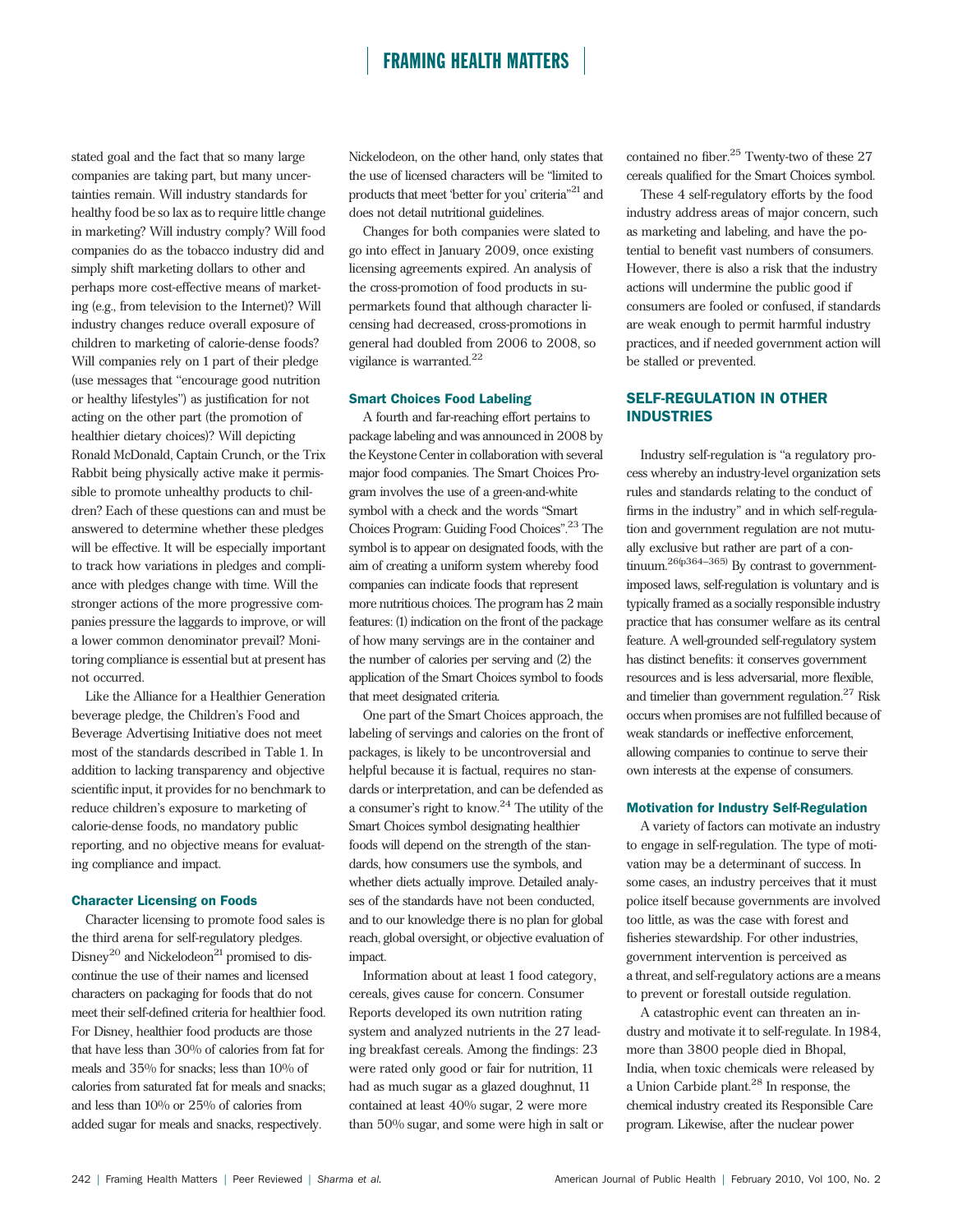stated goal and the fact that so many large companies are taking part, but many uncertainties remain. Will industry standards for healthy food be so lax as to require little change in marketing? Will industry comply? Will food companies do as the tobacco industry did and simply shift marketing dollars to other and perhaps more cost-effective means of marketing (e.g., from television to the Internet)? Will industry changes reduce overall exposure of children to marketing of calorie-dense foods? Will companies rely on 1 part of their pledge (use messages that "encourage good nutrition or healthy lifestyles") as justification for not acting on the other part (the promotion of healthier dietary choices)? Will depicting Ronald McDonald, Captain Crunch, or the Trix Rabbit being physically active make it permissible to promote unhealthy products to children? Each of these questions can and must be answered to determine whether these pledges will be effective. It will be especially important to track how variations in pledges and compliance with pledges change with time. Will the stronger actions of the more progressive companies pressure the laggards to improve, or will a lower common denominator prevail? Monitoring compliance is essential but at present has not occurred.

Like the Alliance for a Healthier Generation beverage pledge, the Children's Food and Beverage Advertising Initiative does not meet most of the standards described in Table 1. In addition to lacking transparency and objective scientific input, it provides for no benchmark to reduce children's exposure to marketing of calorie-dense foods, no mandatory public reporting, and no objective means for evaluating compliance and impact.

### Character Licensing on Foods

Character licensing to promote food sales is the third arena for self-regulatory pledges. Disney[20] and Nickelodeon[21] promised to discontinue the use of their names and licensed characters on packaging for foods that do not meet their self-defined criteria for healthier food. For Disney, healthier food products are those that have less than 30% of calories from fat for meals and 35% for snacks; less than 10% of calories from saturated fat for meals and snacks; and less than 10% or 25% of calories from added sugar for meals and snacks, respectively. Nickelodeon, on the other hand, only states that the use of licensed characters will be "limited to products that meet 'better for you' criteria"[21] and does not detail nutritional guidelines.

Changes for both companies were slated to go into effect in January 2009, once existing licensing agreements expired. An analysis of the cross-promotion of food products in supermarkets found that although character licensing had decreased, cross-promotions in general had doubled from 2006 to 2008, so vigilance is warranted.[22]

### Smart Choices Food Labeling

A fourth and far-reaching effort pertains to package labeling and was announced in 2008 by the Keystone Center in collaboration with several major food companies. The Smart Choices Program involves the use of a green-and-white symbol with a check and the words "Smart Choices Program: Guiding Food Choices".[23] The symbol is to appear on designated foods, with the aim of creating a uniform system whereby food companies can indicate foods that represent more nutritious choices. The program has 2 main features: (1) indication on the front of the package of how many servings are in the container and the number of calories per serving and (2) the application of the Smart Choices symbol to foods that meet designated criteria.

One part of the Smart Choices approach, the labeling of servings and calories on the front of packages, is likely to be uncontroversial and helpful because it is factual, requires no standards or interpretation, and can be defended as a consumer's right to know.[24] The utility of the Smart Choices symbol designating healthier foods will depend on the strength of the standards, how consumers use the symbols, and whether diets actually improve. Detailed analyses of the standards have not been conducted, and to our knowledge there is no plan for global reach, global oversight, or objective evaluation of impact.

Information about at least 1 food category, cereals, gives cause for concern. Consumer Reports developed its own nutrition rating system and analyzed nutrients in the 27 leading breakfast cereals. Among the findings: 23 were rated only good or fair for nutrition, 11 had as much sugar as a glazed doughnut, 11 contained at least 40% sugar, 2 were more than 50% sugar, and some were high in salt or contained no fiber.[25] Twenty-two of these 27 cereals qualified for the Smart Choices symbol.

These 4 self-regulatory efforts by the food industry address areas of major concern, such as marketing and labeling, and have the potential to benefit vast numbers of consumers. However, there is also a risk that the industry actions will undermine the public good if consumers are fooled or confused, if standards are weak enough to permit harmful industry practices, and if needed government action will be stalled or prevented.

## SELF-REGULATION IN OTHER INDUSTRIES

Industry self-regulation is "a regulatory process whereby an industry-level organization sets rules and standards relating to the conduct of firms in the industry" and in which self-regulation and government regulation are not mutually exclusive but rather are part of a continuum.[26(p364–365)] By contrast to government-imposed laws, self-regulation is voluntary and is typically framed as a socially responsible industry practice that has consumer welfare as its central feature. A well-grounded self-regulatory system has distinct benefits: it conserves government resources and is less adversarial, more flexible, and timelier than government regulation.[27] Risk occurs when promises are not fulfilled because of weak standards or ineffective enforcement, allowing companies to continue to serve their own interests at the expense of consumers.

### Motivation for Industry Self-Regulation

A variety of factors can motivate an industry to engage in self-regulation. The type of motivation may be a determinant of success. In some cases, an industry perceives that it must police itself because governments are involved too little, as was the case with forest and fisheries stewardship. For other industries, government intervention is perceived as a threat, and self-regulatory actions are a means to prevent or forestall outside regulation.

A catastrophic event can threaten an industry and motivate it to self-regulate. In 1984, more than 3800 people died in Bhopal, India, when toxic chemicals were released by a Union Carbide plant.[28] In response, the chemical industry created its Responsible Care program. Likewise, after the nuclear power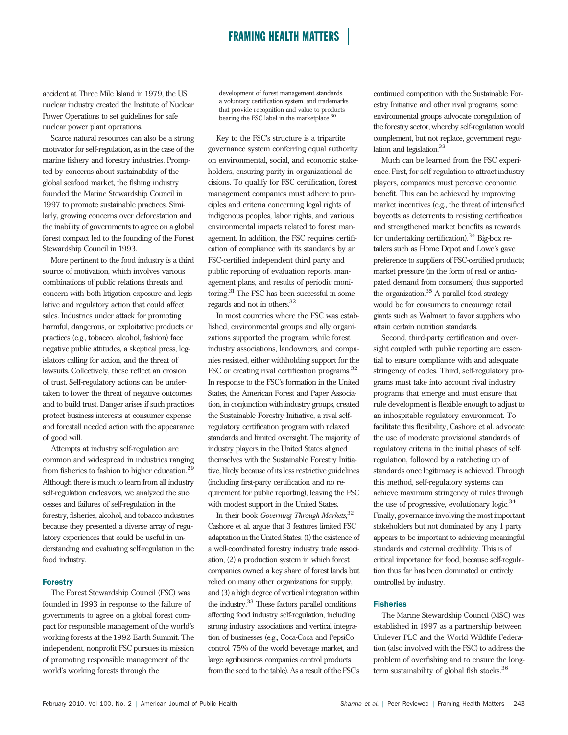accident at Three Mile Island in 1979, the US nuclear industry created the Institute of Nuclear Power Operations to set guidelines for safe nuclear power plant operations.

Scarce natural resources can also be a strong motivator for self-regulation, as in the case of the marine fishery and forestry industries. Prompted by concerns about sustainability of the global seafood market, the fishing industry founded the Marine Stewardship Council in 1997 to promote sustainable practices. Similarly, growing concerns over deforestation and the inability of governments to agree on a global forest compact led to the founding of the Forest Stewardship Council in 1993.

More pertinent to the food industry is a third source of motivation, which involves various combinations of public relations threats and concern with both litigation exposure and legislative and regulatory action that could affect sales. Industries under attack for promoting harmful, dangerous, or exploitative products or practices (e.g., tobacco, alcohol, fashion) face negative public attitudes, a skeptical press, legislators calling for action, and the threat of lawsuits. Collectively, these reflect an erosion of trust. Self-regulatory actions can be undertaken to lower the threat of negative outcomes and to build trust. Danger arises if such practices protect business interests at consumer expense and forestall needed action with the appearance of good will.

Attempts at industry self-regulation are common and widespread in industries ranging from fisheries to fashion to higher education.[29] Although there is much to learn from all industry self-regulation endeavors, we analyzed the successes and failures of self-regulation in the forestry, fisheries, alcohol, and tobacco industries because they presented a diverse array of regulatory experiences that could be useful in understanding and evaluating self-regulation in the food industry.

### Forestry

The Forest Stewardship Council (FSC) was founded in 1993 in response to the failure of governments to agree on a global forest compact for responsible management of the world's working forests at the 1992 Earth Summit. The independent, nonprofit FSC pursues its mission of promoting responsible management of the world's working forests through the

> development of forest management standards, a voluntary certification system, and trademarks that provide recognition and value to products bearing the FSC label in the marketplace.[30]

Key to the FSC's structure is a tripartite governance system conferring equal authority on environmental, social, and economic stakeholders, ensuring parity in organizational decisions. To qualify for FSC certification, forest management companies must adhere to principles and criteria concerning legal rights of indigenous peoples, labor rights, and various environmental impacts related to forest management. In addition, the FSC requires certification of compliance with its standards by an FSC-certified independent third party and public reporting of evaluation reports, management plans, and results of periodic monitoring.[31] The FSC has been successful in some regards and not in others.[32]

In most countries where the FSC was established, environmental groups and ally organizations supported the program, while forest industry associations, landowners, and companies resisted, either withholding support for the FSC or creating rival certification programs.[32] In response to the FSC's formation in the United States, the American Forest and Paper Association, in conjunction with industry groups, created the Sustainable Forestry Initiative, a rival self-regulatory certification program with relaxed standards and limited oversight. The majority of industry players in the United States aligned themselves with the Sustainable Forestry Initiative, likely because of its less restrictive guidelines (including first-party certification and no requirement for public reporting), leaving the FSC with modest support in the United States.

In their book *Governing Through Markets*,[32] Cashore et al. argue that 3 features limited FSC adaptation in the United States: (1) the existence of a well-coordinated forestry industry trade association, (2) a production system in which forest companies owned a key share of forest lands but relied on many other organizations for supply, and (3) a high degree of vertical integration within the industry.[33] These factors parallel conditions affecting food industry self-regulation, including strong industry associations and vertical integration of businesses (e.g., Coca-Coca and PepsiCo control 75% of the world beverage market, and large agribusiness companies control products from the seed to the table). As a result of the FSC's continued competition with the Sustainable Forestry Initiative and other rival programs, some environmental groups advocate coregulation of the forestry sector, whereby self-regulation would complement, but not replace, government regulation and legislation.[33]

Much can be learned from the FSC experience. First, for self-regulation to attract industry players, companies must perceive economic benefit. This can be achieved by improving market incentives (e.g., the threat of intensified boycotts as deterrents to resisting certification and strengthened market benefits as rewards for undertaking certification).[34] Big-box retailers such as Home Depot and Lowe's gave preference to suppliers of FSC-certified products; market pressure (in the form of real or anticipated demand from consumers) thus supported the organization.[35] A parallel food strategy would be for consumers to encourage retail giants such as Walmart to favor suppliers who attain certain nutrition standards.

Second, third-party certification and oversight coupled with public reporting are essential to ensure compliance with and adequate stringency of codes. Third, self-regulatory programs must take into account rival industry programs that emerge and must ensure that rule development is flexible enough to adjust to an inhospitable regulatory environment. To facilitate this flexibility, Cashore et al. advocate the use of moderate provisional standards of regulatory criteria in the initial phases of self-regulation, followed by a ratcheting up of standards once legitimacy is achieved. Through this method, self-regulatory systems can achieve maximum stringency of rules through the use of progressive, evolutionary logic.[34] Finally, governance involving the most important stakeholders but not dominated by any 1 party appears to be important to achieving meaningful standards and external credibility. This is of critical importance for food, because self-regulation thus far has been dominated or entirely controlled by industry.

### Fisheries

The Marine Stewardship Council (MSC) was established in 1997 as a partnership between Unilever PLC and the World Wildlife Federation (also involved with the FSC) to address the problem of overfishing and to ensure the long-term sustainability of global fish stocks.[36]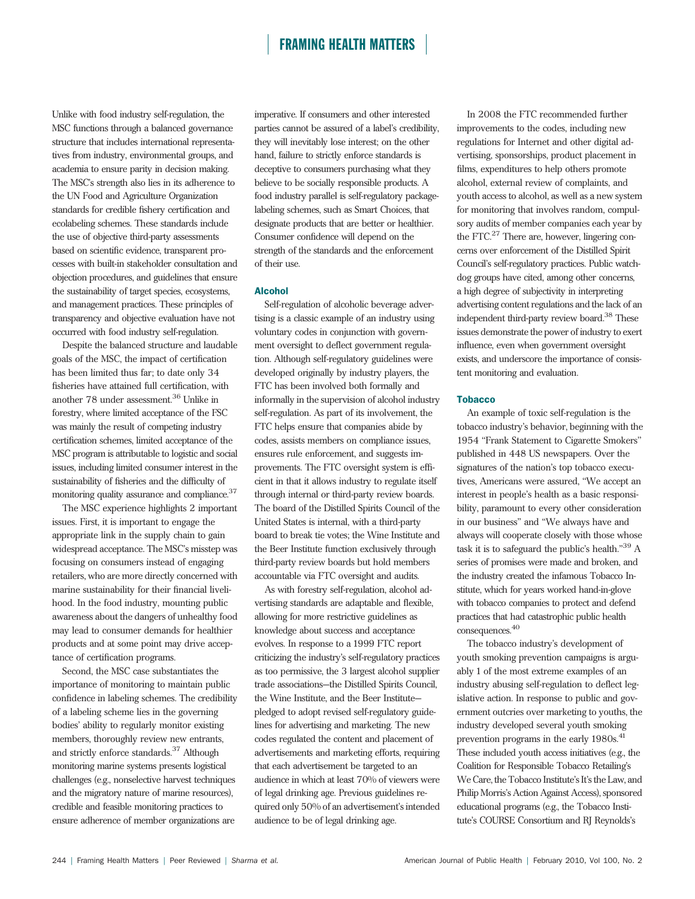Unlike with food industry self-regulation, the MSC functions through a balanced governance structure that includes international representatives from industry, environmental groups, and academia to ensure parity in decision making. The MSC's strength also lies in its adherence to the UN Food and Agriculture Organization standards for credible fishery certification and ecolabeling schemes. These standards include the use of objective third-party assessments based on scientific evidence, transparent processes with built-in stakeholder consultation and objection procedures, and guidelines that ensure the sustainability of target species, ecosystems, and management practices. These principles of transparency and objective evaluation have not occurred with food industry self-regulation.

Despite the balanced structure and laudable goals of the MSC, the impact of certification has been limited thus far; to date only 34 fisheries have attained full certification, with another 78 under assessment.[36] Unlike in forestry, where limited acceptance of the FSC was mainly the result of competing industry certification schemes, limited acceptance of the MSC program is attributable to logistic and social issues, including limited consumer interest in the sustainability of fisheries and the difficulty of monitoring quality assurance and compliance.[37]

The MSC experience highlights 2 important issues. First, it is important to engage the appropriate link in the supply chain to gain widespread acceptance. The MSC's misstep was focusing on consumers instead of engaging retailers, who are more directly concerned with marine sustainability for their financial livelihood. In the food industry, mounting public awareness about the dangers of unhealthy food may lead to consumer demands for healthier products and at some point may drive acceptance of certification programs.

Second, the MSC case substantiates the importance of monitoring to maintain public confidence in labeling schemes. The credibility of a labeling scheme lies in the governing bodies' ability to regularly monitor existing members, thoroughly review new entrants, and strictly enforce standards.[37] Although monitoring marine systems presents logistical challenges (e.g., nonselective harvest techniques and the migratory nature of marine resources), credible and feasible monitoring practices to ensure adherence of member organizations are imperative. If consumers and other interested parties cannot be assured of a label's credibility, they will inevitably lose interest; on the other hand, failure to strictly enforce standards is deceptive to consumers purchasing what they believe to be socially responsible products. A food industry parallel is self-regulatory package-labeling schemes, such as Smart Choices, that designate products that are better or healthier. Consumer confidence will depend on the strength of the standards and the enforcement of their use.

### Alcohol

Self-regulation of alcoholic beverage advertising is a classic example of an industry using voluntary codes in conjunction with government oversight to deflect government regulation. Although self-regulatory guidelines were developed originally by industry players, the FTC has been involved both formally and informally in the supervision of alcohol industry self-regulation. As part of its involvement, the FTC helps ensure that companies abide by codes, assists members on compliance issues, ensures rule enforcement, and suggests improvements. The FTC oversight system is efficient in that it allows industry to regulate itself through internal or third-party review boards. The board of the Distilled Spirits Council of the United States is internal, with a third-party board to break tie votes; the Wine Institute and the Beer Institute function exclusively through third-party review boards but hold members accountable via FTC oversight and audits.

As with forestry self-regulation, alcohol advertising standards are adaptable and flexible, allowing for more restrictive guidelines as knowledge about success and acceptance evolves. In response to a 1999 FTC report criticizing the industry's self-regulatory practices as too permissive, the 3 largest alcohol supplier trade associations—the Distilled Spirits Council, the Wine Institute, and the Beer Institute—pledged to adopt revised self-regulatory guidelines for advertising and marketing. The new codes regulated the content and placement of advertisements and marketing efforts, requiring that each advertisement be targeted to an audience in which at least 70% of viewers were of legal drinking age. Previous guidelines required only 50% of an advertisement's intended audience to be of legal drinking age.

In 2008 the FTC recommended further improvements to the codes, including new regulations for Internet and other digital advertising, sponsorships, product placement in films, expenditures to help others promote alcohol, external review of complaints, and youth access to alcohol, as well as a new system for monitoring that involves random, compulsory audits of member companies each year by the FTC.[27] There are, however, lingering concerns over enforcement of the Distilled Spirit Council's self-regulatory practices. Public watchdog groups have cited, among other concerns, a high degree of subjectivity in interpreting advertising content regulations and the lack of an independent third-party review board.[38] These issues demonstrate the power of industry to exert influence, even when government oversight exists, and underscore the importance of consistent monitoring and evaluation.

### Tobacco

An example of toxic self-regulation is the tobacco industry's behavior, beginning with the 1954 "Frank Statement to Cigarette Smokers" published in 448 US newspapers. Over the signatures of the nation's top tobacco executives, Americans were assured, "We accept an interest in people's health as a basic responsibility, paramount to every other consideration in our business" and "We always have and always will cooperate closely with those whose task it is to safeguard the public's health."[39] A series of promises were made and broken, and the industry created the infamous Tobacco Institute, which for years worked hand-in-glove with tobacco companies to protect and defend practices that had catastrophic public health consequences.[40]

The tobacco industry's development of youth smoking prevention campaigns is arguably 1 of the most extreme examples of an industry abusing self-regulation to deflect legislative action. In response to public and government outcries over marketing to youths, the industry developed several youth smoking prevention programs in the early 1980s.[41] These included youth access initiatives (e.g., the Coalition for Responsible Tobacco Retailing's We Care, the Tobacco Institute's It's the Law, and Philip Morris's Action Against Access), sponsored educational programs (e.g., the Tobacco Institute's COURSE Consortium and RJ Reynolds's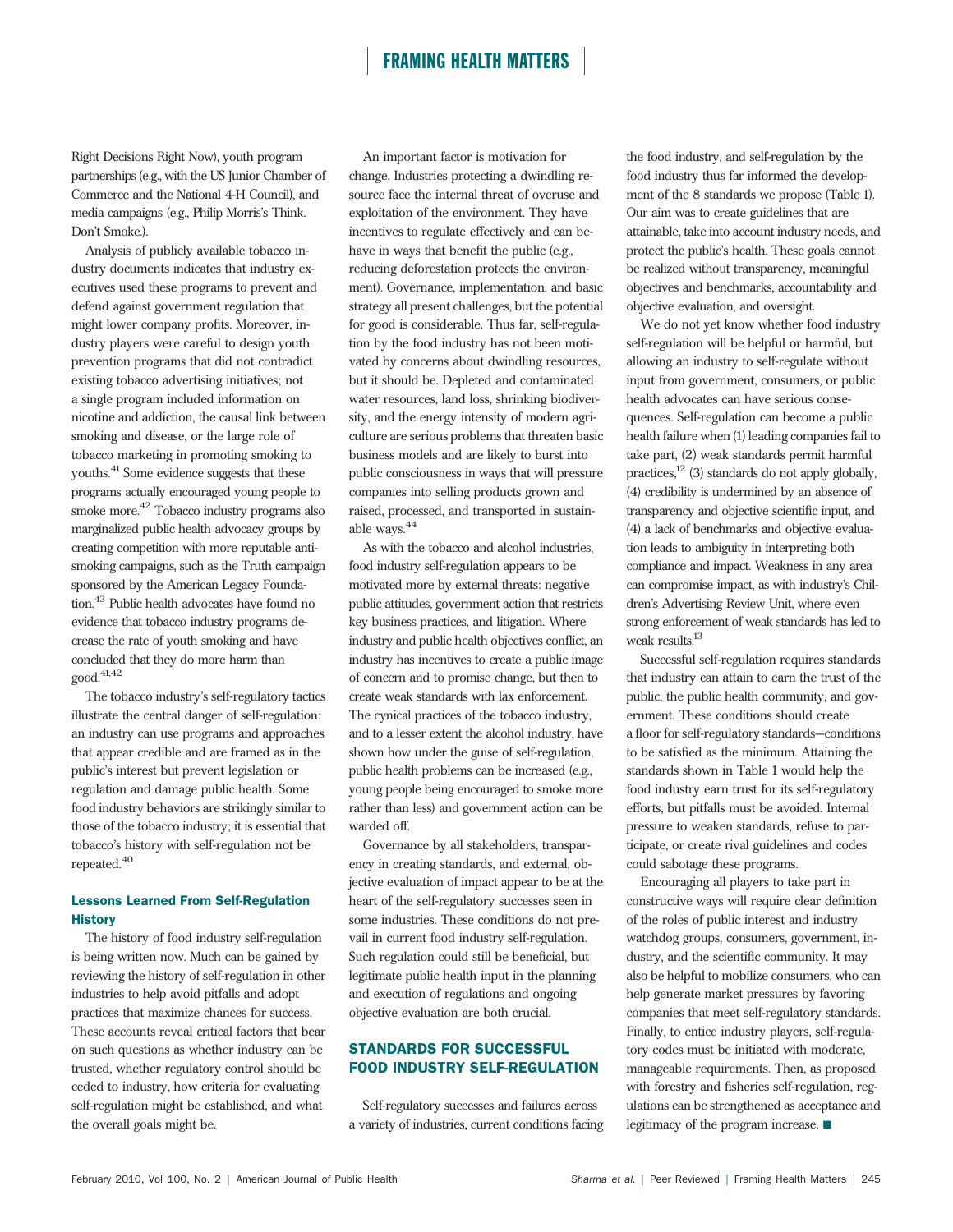Right Decisions Right Now), youth program partnerships (e.g., with the US Junior Chamber of Commerce and the National 4-H Council), and media campaigns (e.g., Philip Morris's Think. Don't Smoke.).

Analysis of publicly available tobacco industry documents indicates that industry executives used these programs to prevent and defend against government regulation that might lower company profits. Moreover, industry players were careful to design youth prevention programs that did not contradict existing tobacco advertising initiatives; not a single program included information on nicotine and addiction, the causal link between smoking and disease, or the large role of tobacco marketing in promoting smoking to youths.[41] Some evidence suggests that these programs actually encouraged young people to smoke more.[42] Tobacco industry programs also marginalized public health advocacy groups by creating competition with more reputable antismoking campaigns, such as the Truth campaign sponsored by the American Legacy Foundation.[43] Public health advocates have found no evidence that tobacco industry programs decrease the rate of youth smoking and have concluded that they do more harm than good.[41,42]

The tobacco industry's self-regulatory tactics illustrate the central danger of self-regulation: an industry can use programs and approaches that appear credible and are framed as in the public's interest but prevent legislation or regulation and damage public health. Some food industry behaviors are strikingly similar to those of the tobacco industry; it is essential that tobacco's history with self-regulation not be repeated.[40]

### Lessons Learned From Self-Regulation History

The history of food industry self-regulation is being written now. Much can be gained by reviewing the history of self-regulation in other industries to help avoid pitfalls and adopt practices that maximize chances for success. These accounts reveal critical factors that bear on such questions as whether industry can be trusted, whether regulatory control should be ceded to industry, how criteria for evaluating self-regulation might be established, and what the overall goals might be.

An important factor is motivation for change. Industries protecting a dwindling resource face the internal threat of overuse and exploitation of the environment. They have incentives to regulate effectively and can behave in ways that benefit the public (e.g., reducing deforestation protects the environment). Governance, implementation, and basic strategy all present challenges, but the potential for good is considerable. Thus far, self-regulation by the food industry has not been motivated by concerns about dwindling resources, but it should be. Depleted and contaminated water resources, land loss, shrinking biodiversity, and the energy intensity of modern agriculture are serious problems that threaten basic business models and are likely to burst into public consciousness in ways that will pressure companies into selling products grown and raised, processed, and transported in sustainable ways.[44]

As with the tobacco and alcohol industries, food industry self-regulation appears to be motivated more by external threats: negative public attitudes, government action that restricts key business practices, and litigation. Where industry and public health objectives conflict, an industry has incentives to create a public image of concern and to promise change, but then to create weak standards with lax enforcement. The cynical practices of the tobacco industry, and to a lesser extent the alcohol industry, have shown how under the guise of self-regulation, public health problems can be increased (e.g., young people being encouraged to smoke more rather than less) and government action can be warded off.

Governance by all stakeholders, transparency in creating standards, and external, objective evaluation of impact appear to be at the heart of the self-regulatory successes seen in some industries. These conditions do not prevail in current food industry self-regulation. Such regulation could still be beneficial, but legitimate public health input in the planning and execution of regulations and ongoing objective evaluation are both crucial.

## STANDARDS FOR SUCCESSFUL FOOD INDUSTRY SELF-REGULATION

Self-regulatory successes and failures across a variety of industries, current conditions facing the food industry, and self-regulation by the food industry thus far informed the development of the 8 standards we propose (Table 1). Our aim was to create guidelines that are attainable, take into account industry needs, and protect the public's health. These goals cannot be realized without transparency, meaningful objectives and benchmarks, accountability and objective evaluation, and oversight.

We do not yet know whether food industry self-regulation will be helpful or harmful, but allowing an industry to self-regulate without input from government, consumers, or public health advocates can have serious consequences. Self-regulation can become a public health failure when (1) leading companies fail to take part, (2) weak standards permit harmful practices,[12] (3) standards do not apply globally, (4) credibility is undermined by an absence of transparency and objective scientific input, and (4) a lack of benchmarks and objective evaluation leads to ambiguity in interpreting both compliance and impact. Weakness in any area can compromise impact, as with industry's Children's Advertising Review Unit, where even strong enforcement of weak standards has led to weak results.[13]

Successful self-regulation requires standards that industry can attain to earn the trust of the public, the public health community, and government. These conditions should create a floor for self-regulatory standards—conditions to be satisfied as the minimum. Attaining the standards shown in Table 1 would help the food industry earn trust for its self-regulatory efforts, but pitfalls must be avoided. Internal pressure to weaken standards, refuse to participate, or create rival guidelines and codes could sabotage these programs.

Encouraging all players to take part in constructive ways will require clear definition of the roles of public interest and industry watchdog groups, consumers, government, industry, and the scientific community. It may also be helpful to mobilize consumers, who can help generate market pressures by favoring companies that meet self-regulatory standards. Finally, to entice industry players, self-regulatory codes must be initiated with moderate, manageable requirements. Then, as proposed with forestry and fisheries self-regulation, regulations can be strengthened as acceptance and legitimacy of the program increase. ■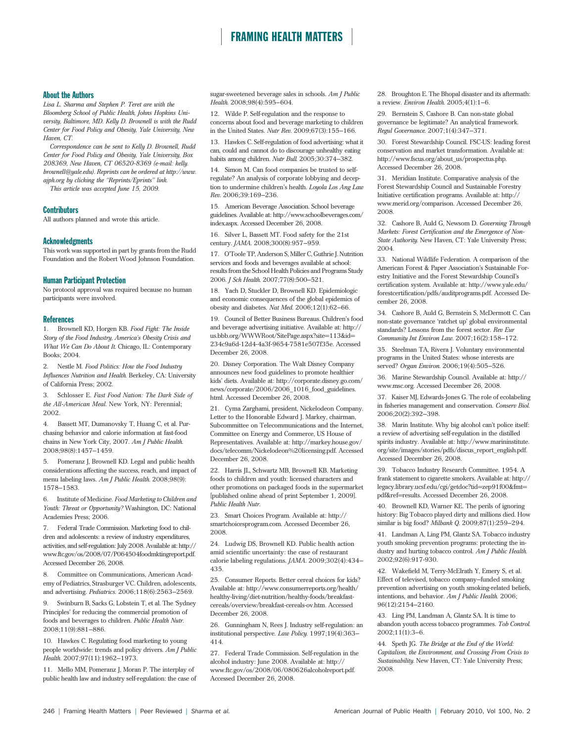## About the Authors

*Lisa L. Sharma and Stephen P. Teret are with the Bloomberg School of Public Health, Johns Hopkins University, Baltimore, MD. Kelly D. Brownell is with the Rudd Center for Food Policy and Obesity, Yale University, New Haven, CT.*

*Correspondence can be sent to Kelly D. Brownell, Rudd Center for Food Policy and Obesity, Yale University, Box 208369, New Haven, CT 06520-8369 (e-mail: kelly.brownell@yale.edu). Reprints can be ordered at http://www.ajph.org by clicking the "Reprints/Eprints" link.*

*This article was accepted June 15, 2009.*

## Contributors

All authors planned and wrote this article.

## Acknowledgments

This work was supported in part by grants from the Rudd Foundation and the Robert Wood Johnson Foundation.

## Human Participant Protection

No protocol approval was required because no human participants were involved.

## References

1. Brownell KD, Horgen KB. *Food Fight: The Inside Story of the Food Industry, America's Obesity Crisis and What We Can Do About It.* Chicago, IL: Contemporary Books; 2004.

2. Nestle M. *Food Politics: How the Food Industry Influences Nutrition and Health.* Berkeley, CA: University of California Press; 2002.

3. Schlosser E. *Fast Food Nation: The Dark Side of the All-American Meal.* New York, NY: Perennial; 2002.

4. Bassett MT, Dumanovsky T, Huang C, et al. Purchasing behavior and calorie information at fast-food chains in New York City, 2007. *Am J Public Health.* 2008;98(8):1457–1459.

5. Pomeranz J, Brownell KD. Legal and public health considerations affecting the success, reach, and impact of menu labeling laws. *Am J Public Health.* 2008;98(9):1578–1583.

6. Institute of Medicine. *Food Marketing to Children and Youth: Threat or Opportunity?* Washington, DC: National Academies Press; 2006.

7. Federal Trade Commission. Marketing food to children and adolescents: a review of industry expenditures, activities, and self-regulation: July 2008. Available at: http://www.ftc.gov/os/2008/07/P064504foodmktingreport.pdf. Accessed December 26, 2008.

8. Committee on Communications, American Academy of Pediatrics, Strasburger VC. Children, adolescents, and advertising. *Pediatrics.* 2006;118(6):2563–2569.

9. Swinburn B, Sacks G, Lobstein T, et al. The 'Sydney Principles' for reducing the commercial promotion of foods and beverages to children. *Public Health Nutr.* 2008;11(9):881–886.

10. Hawkes C. Regulating food marketing to young people worldwide: trends and policy drivers. *Am J Public Health.* 2007;97(11):1962–1973.

11. Mello MM, Pomeranz J, Moran P. The interplay of public health law and industry self-regulation: the case of sugar-sweetened beverage sales in schools. *Am J Public Health.* 2008;98(4):595–604.

12. Wilde P. Self-regulation and the response to concerns about food and beverage marketing to children in the United States. *Nutr Rev.* 2009;67(3):155–166.

13. Hawkes C. Self-regulation of food advertising: what it can, could and cannot do to discourage unhealthy eating habits among children. *Nutr Bull.* 2005;30:374–382.

14. Simon M. Can food companies be trusted to self-regulate? An analysis of corporate lobbying and deception to undermine children's health. *Loyola Los Ang Law Rev.* 2006;39:169–236.

15. American Beverage Association. School beverage guidelines. Available at: http://www.schoolbeverages.com/index.aspx. Accessed December 26, 2008.

16. Silver L, Bassett MT. Food safety for the 21st century. *JAMA.* 2008;300(8):957–959.

17. O'Toole TP, Anderson S, Miller C, Guthrie J. Nutrition services and foods and beverages available at school: results from the School Health Policies and Programs Study 2006. *J Sch Health.* 2007;77(8):500–521.

18. Yach D, Stuckler D, Brownell KD. Epidemiologic and economic consequences of the global epidemics of obesity and diabetes. *Nat Med.* 2006;12(1):62–66.

19. Council of Better Business Bureaus. Children's food and beverage advertising initiative. Available at: http://us.bbb.org/WWWRoot/SitePage.aspx?site=113&id=234c9a6d-12d4-4a3f-9654-7581e507f35e. Accessed December 26, 2008.

20. Disney Corporation. The Walt Disney Company announces new food guidelines to promote healthier kids' diets. Available at: http://corporate.disney.go.com/news/corporate/2006/2006_1016_food_guidelines.html. Accessed December 26, 2008.

21. Cyma Zarghami, president, Nickelodeon Company. Letter to the Honorable Edward J. Markey, chairman, Subcommittee on Telecommunications and the Internet, Committee on Energy and Commerce, US House of Representatives. Available at: http://markey.house.gov/docs/telecomm/Nickelodeon%20licensing.pdf. Accessed December 26, 2008.

22. Harris JL, Schwartz MB, Brownell KB. Marketing foods to children and youth: licensed characters and other promotions on packaged foods in the supermarket [published online ahead of print September 1, 2009]. *Public Health Nutr.*

23. Smart Choices Program. Available at: http://smartchoicesprogram.com. Accessed December 26, 2008.

24. Ludwig DS, Brownell KD. Public health action amid scientific uncertainty: the case of restaurant calorie labeling regulations. *JAMA.* 2009;302(4):434–435.

25. Consumer Reports. Better cereal choices for kids? Available at: http://www.consumerreports.org/health/healthy-living/diet-nutrition/healthy-foods/breakfast-cereals/overview/breakfast-cereals-ov.htm. Accessed December 26, 2008.

26. Gunningham N, Rees J. Industry self-regulation: an institutional perspective. *Law Policy.* 1997;19(4):363–414.

27. Federal Trade Commission. Self-regulation in the alcohol industry: June 2008. Available at: http://www.ftc.gov/os/2008/06/080626alcoholreport.pdf. Accessed December 26, 2008.

28. Broughton E. The Bhopal disaster and its aftermath: a review. *Environ Health.* 2005;4(1):1–6.

29. Bernstein S, Cashore B. Can non-state global governance be legitimate? An analytical framework. *Regul Governance.* 2007;1(4):347–371.

30. Forest Stewardship Council. FSC-US: leading forest conservation and market transformation. Available at: http://www.fscus.org/about_us/prospectus.php. Accessed December 26, 2008.

31. Meridian Institute. Comparative analysis of the Forest Stewardship Council and Sustainable Forestry Initiative certification programs. Available at: http://www.merid.org/comparison. Accessed December 26, 2008.

32. Cashore B, Auld G, Newsom D. *Governing Through Markets: Forest Certification and the Emergence of Non-State Authority.* New Haven, CT: Yale University Press; 2004.

33. National Wildlife Federation. A comparison of the American Forest & Paper Association's Sustainable Forestry Initiative and the Forest Stewardship Council's certification system. Available at: http://www.yale.edu/forestcertification/pdfs/auditprograms.pdf. Accessed December 26, 2008.

34. Cashore B, Auld G, Bernstein S, McDermott C. Can non-state governance 'ratchet up' global environmental standards? Lessons from the forest sector. *Rev Eur Community Int Environ Law.* 2007;16(2):158–172.

35. Steelman TA, Rivera J. Voluntary environmental programs in the United States: whose interests are served? *Organ Environ.* 2006;19(4):505–526.

36. Marine Stewardship Council. Available at: http://www.msc.org. Accessed December 26, 2008.

37. Kaiser MJ, Edwards-Jones G. The role of ecolabeling in fisheries management and conservation. *Conserv Biol.* 2006;20(2):392–398.

38. Marin Institute. Why big alcohol can't police itself: a review of advertising self-regulation in the distilled spirits industry. Available at: http://www.marininstitute.org/site/images/stories/pdfs/discus_report_english.pdf. Accessed December 26, 2008.

39. Tobacco Industry Research Committee. 1954. A frank statement to cigarette smokers. Available at: http://legacy.library.ucsf.edu/cgi/getdoc?tid=zep91f00&fmt=pdf&ref=results. Accessed December 26, 2008.

40. Brownell KD, Warner KE. The perils of ignoring history: Big Tobacco played dirty and millions died. How similar is big food? *Milbank Q.* 2009;87(1):259–294.

41. Landman A, Ling PM, Glantz SA. Tobacco industry youth smoking prevention programs: protecting the industry and hurting tobacco control. *Am J Public Health.* 2002;92(6):917-930.

42. Wakefield M, Terry-McElrath Y, Emery S, et al. Effect of televised, tobacco company–funded smoking prevention advertising on youth smoking-related beliefs, intentions, and behavior. *Am J Public Health.* 2006;96(12):2154–2160.

43. Ling PM, Landman A, Glantz SA. It is time to abandon youth access tobacco programmes. *Tob Control.* 2002;11(1):3–6.

44. Speth JG. *The Bridge at the End of the World: Capitalism, the Environment, and Crossing From Crisis to Sustainability.* New Haven, CT: Yale University Press; 2008.